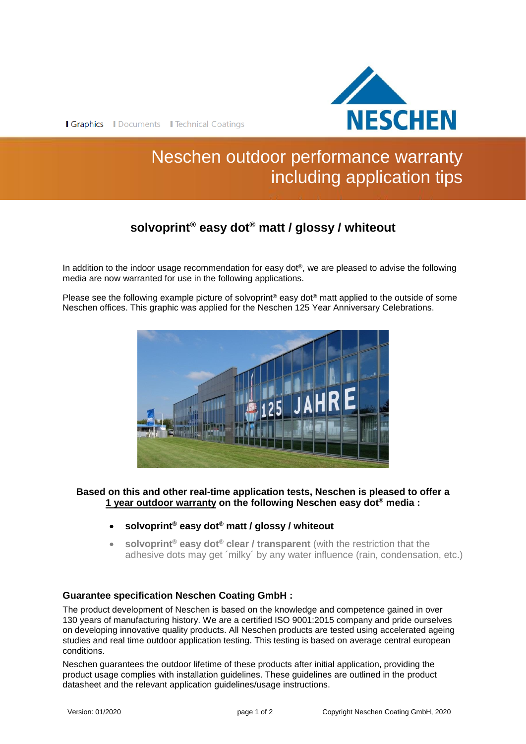Graphics | Documents | Technical Coatings

NESCHEN

# Neschen outdoor performance warranty including application tips

## solvoprint® easy dot® matt / glossy / whiteout

In addition to the indoor usage recommendation for easy dot®, we are pleased to advise the following media are now warranted for use in the following applications.

Please see the following example picture of solvoprint® easy dot® matt applied to the outside of some Neschen offices. This graphic was applied for the Neschen 125 Year Anniversary Celebrations.

**Based on this and other real-time application tests, Neschen is pleased to offer a 1 year outdoor warranty on the following Neschen easy dot® media :**

- **solvoprint® easy dot® matt / glossy / whiteout**
- **solvoprint® easy dot® clear / transparent** (with the restriction that the adhesive dots may get ´milky´ by any water influence (rain, condensation, etc.)

### Guarantee specification Neschen Coating GmbH :

The product development of Neschen is based on the knowledge and competence gained in over 130 years of manufacturing history. We are a certified ISO 9001:2015 company and pride ourselves on developing innovative quality products. All Neschen products are tested using accelerated ageing studies and real time outdoor application testing. This testing is based on average central european conditions.

Neschen guarantees the outdoor lifetime of these products after initial application, providing the product usage complies with installation guidelines. These guidelines are outlined in the product datasheet and the relevant application guidelines/usage instructions.

Version: 01/2020 Copyright Neschen Coating GmbH, 2020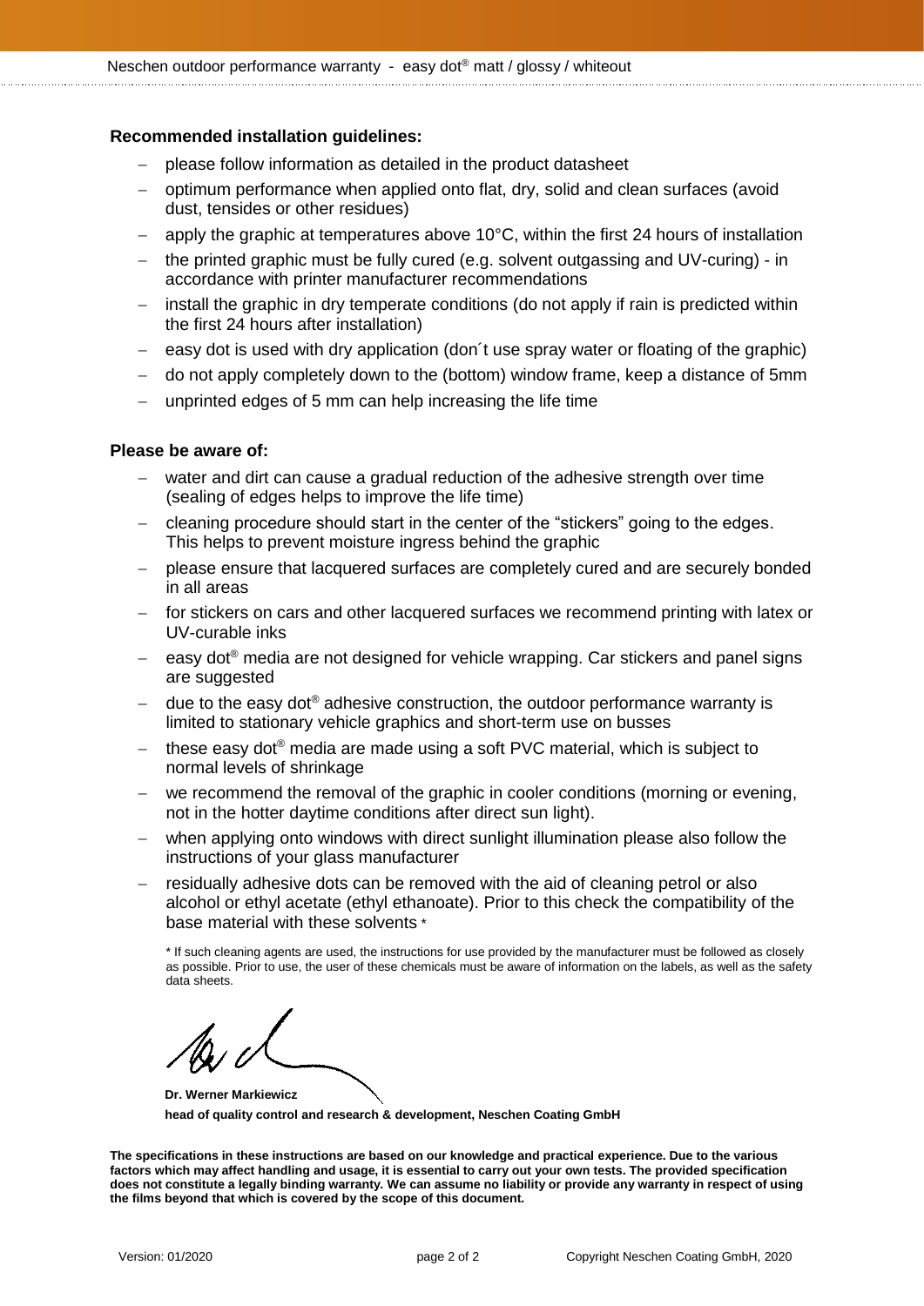**Recommended installation guidelines:**

- please follow information as detailed in the product datasheet
- optimum performance when applied onto flat, dry, solid and clean surfaces (avoid dust, tensides or other residues)
- apply the graphic at temperatures above 10°C, within the first 24 hours of installation
- the printed graphic must be fully cured (e.g. solvent outgassing and UV-curing) - in accordance with printer manufacturer recommendations
- install the graphic in dry temperate conditions (do not apply if rain is predicted within the first 24 hours after installation)
- easy dot is used with dry application (don´t use spray water or floating of the graphic)
- do not apply completely down to the (bottom) window frame, keep a distance of 5mm
- unprinted edges of 5 mm can help increasing the life time

**Please be aware of:**

- water and dirt can cause a gradual reduction of the adhesive strength over time (sealing of edges helps to improve the life time)
- cleaning procedure should start in the center of the "stickers" going to the edges. This helps to prevent moisture ingress behind the graphic
- please ensure that lacquered surfaces are completely cured and are securely bonded in all areas
- for stickers on cars and other lacquered surfaces we recommend printing with latex or UV-curable inks
- easy dot® media are not designed for vehicle wrapping. Car stickers and panel signs are suggested
- due to the easy dot® adhesive construction, the outdoor performance warranty is limited to stationary vehicle graphics and short-term use on busses
- these easy dot® media are made using a soft PVC material, which is subject to normal levels of shrinkage
- we recommend the removal of the graphic in cooler conditions (morning or evening, not in the hotter daytime conditions after direct sun light).
- when applying onto windows with direct sunlight illumination please also follow the instructions of your glass manufacturer
- residually adhesive dots can be removed with the aid of cleaning petrol or also alcohol or ethyl acetate (ethyl ethanoate). Prior to this check the compatibility of the base material with these solvents *

\* If such cleaning agents are used, the instructions for use provided by the manufacturer must be followed as closely as possible. Prior to use, the user of these chemicals must be aware of information on the labels, as well as the safety data sheets.

**Dr. Werner Markiewicz**
**head of quality control and research & development, Neschen Coating GmbH**

**The specifications in these instructions are based on our knowledge and practical experience. Due to the various factors which may affect handling and usage, it is essential to carry out your own tests. The provided specification does not constitute a legally binding warranty. We can assume no liability or provide any warranty in respect of using the films beyond that which is covered by the scope of this document.**

Version: 01/2020 Copyright Neschen Coating GmbH, 2020